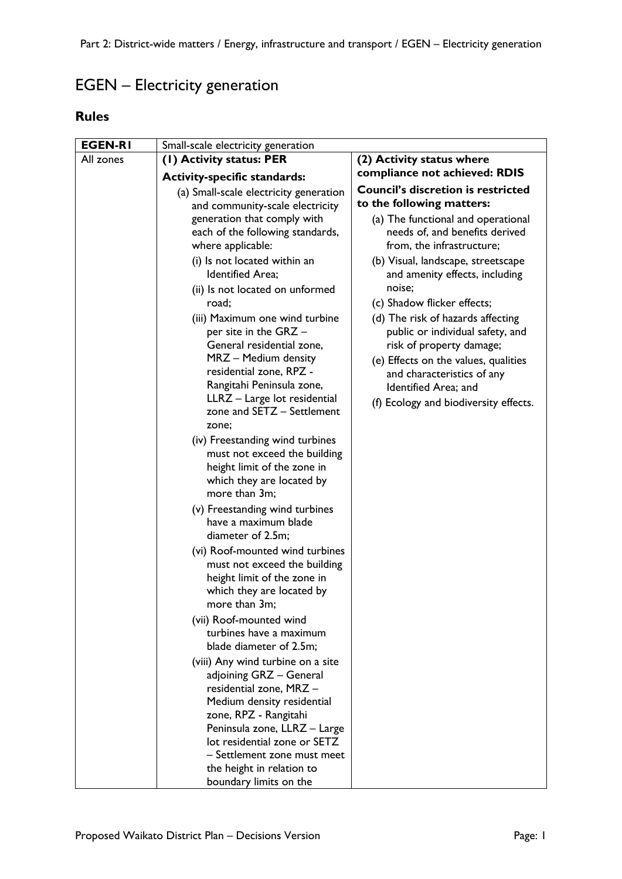# EGEN – Electricity generation

## Rules

| EGEN-R1 | Small-scale electricity generation | |
|---|---|---|
| All zones | **(1) Activity status: PER**<br><br>**Activity-specific standards:**<br><br>(a) Small-scale electricity generation and community-scale electricity generation that comply with each of the following standards, where applicable:<br><br>(i) Is not located within an Identified Area;<br><br>(ii) Is not located on unformed road;<br><br>(iii) Maximum one wind turbine per site in the GRZ – General residential zone, MRZ – Medium density residential zone, RPZ - Rangitahi Peninsula zone, LLRZ – Large lot residential zone and SETZ – Settlement zone;<br><br>(iv) Freestanding wind turbines must not exceed the building height limit of the zone in which they are located by more than 3m;<br><br>(v) Freestanding wind turbines have a maximum blade diameter of 2.5m;<br><br>(vi) Roof-mounted wind turbines must not exceed the building height limit of the zone in which they are located by more than 3m;<br><br>(vii) Roof-mounted wind turbines have a maximum blade diameter of 2.5m;<br><br>(viii) Any wind turbine on a site adjoining GRZ – General residential zone, MRZ – Medium density residential zone, RPZ - Rangitahi Peninsula zone, LLRZ – Large lot residential zone or SETZ – Settlement zone must meet the height in relation to boundary limits on the | **(2) Activity status where compliance not achieved: RDIS**<br><br>**Council's discretion is restricted to the following matters:**<br><br>(a) The functional and operational needs of, and benefits derived from, the infrastructure;<br><br>(b) Visual, landscape, streetscape and amenity effects, including noise;<br><br>(c) Shadow flicker effects;<br><br>(d) The risk of hazards affecting public or individual safety, and risk of property damage;<br><br>(e) Effects on the values, qualities and characteristics of any Identified Area; and<br><br>(f) Ecology and biodiversity effects. |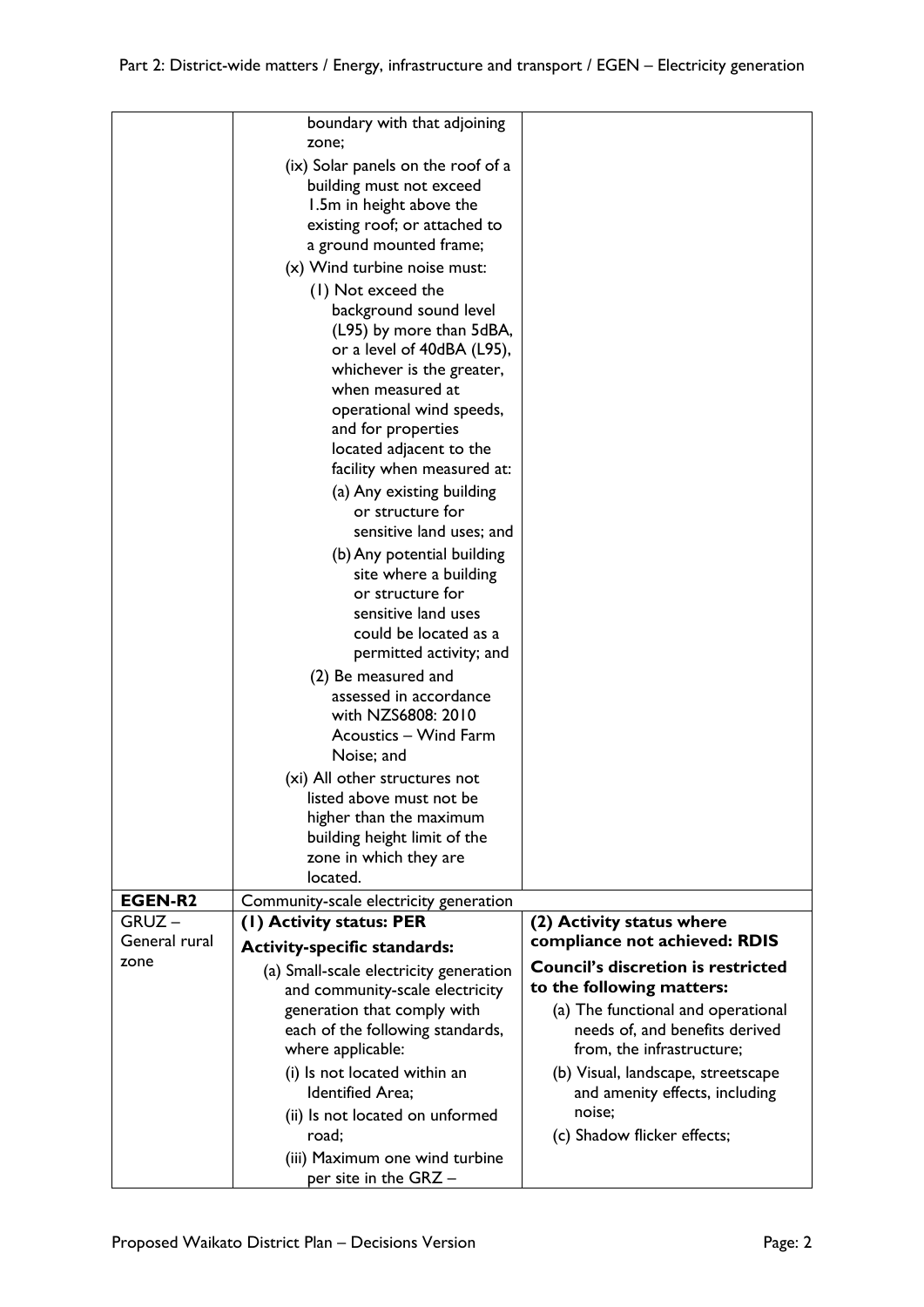| | | |
|---|---|---|
| | boundary with that adjoining zone;<br>(ix) Solar panels on the roof of a building must not exceed 1.5m in height above the existing roof; or attached to a ground mounted frame;<br>(x) Wind turbine noise must:<br>(1) Not exceed the background sound level (L95) by more than 5dBA, or a level of 40dBA (L95), whichever is the greater, when measured at operational wind speeds, and for properties located adjacent to the facility when measured at:<br>(a) Any existing building or structure for sensitive land uses; and<br>(b) Any potential building site where a building or structure for sensitive land uses could be located as a permitted activity; and<br>(2) Be measured and assessed in accordance with NZS6808: 2010 Acoustics – Wind Farm Noise; and<br>(xi) All other structures not listed above must not be higher than the maximum building height limit of the zone in which they are located. | |
| **EGEN-R2** | Community-scale electricity generation | |
| GRUZ – General rural zone | **(1) Activity status: PER**<br>**Activity-specific standards:**<br>(a) Small-scale electricity generation and community-scale electricity generation that comply with each of the following standards, where applicable:<br>(i) Is not located within an Identified Area;<br>(ii) Is not located on unformed road;<br>(iii) Maximum one wind turbine per site in the GRZ – | **(2) Activity status where compliance not achieved: RDIS**<br>**Council's discretion is restricted to the following matters:**<br>(a) The functional and operational needs of, and benefits derived from, the infrastructure;<br>(b) Visual, landscape, streetscape and amenity effects, including noise;<br>(c) Shadow flicker effects; |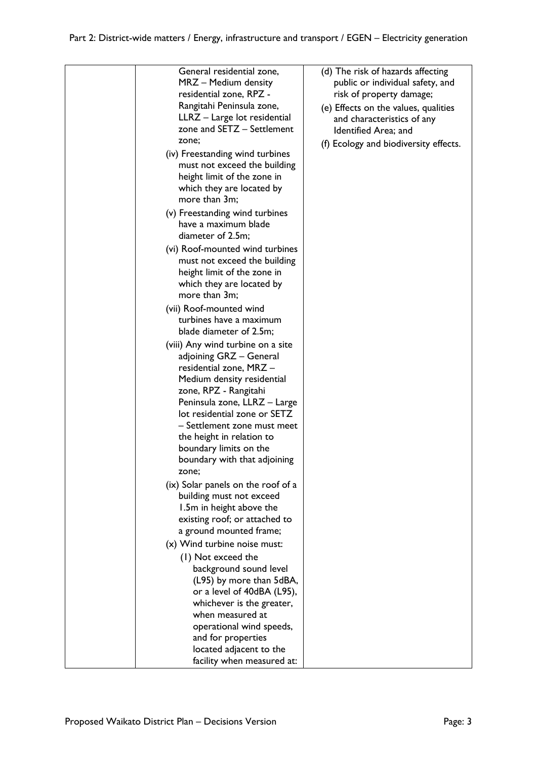| | | |
|---|---|---|
| | General residential zone, MRZ – Medium density residential zone, RPZ - Rangitahi Peninsula zone, LLRZ – Large lot residential zone and SETZ – Settlement zone;<br>(iv) Freestanding wind turbines must not exceed the building height limit of the zone in which they are located by more than 3m;<br>(v) Freestanding wind turbines have a maximum blade diameter of 2.5m;<br>(vi) Roof-mounted wind turbines must not exceed the building height limit of the zone in which they are located by more than 3m;<br>(vii) Roof-mounted wind turbines have a maximum blade diameter of 2.5m;<br>(viii) Any wind turbine on a site adjoining GRZ – General residential zone, MRZ – Medium density residential zone, RPZ - Rangitahi Peninsula zone, LLRZ – Large lot residential zone or SETZ – Settlement zone must meet the height in relation to boundary limits on the boundary with that adjoining zone;<br>(ix) Solar panels on the roof of a building must not exceed 1.5m in height above the existing roof; or attached to a ground mounted frame;<br>(x) Wind turbine noise must:<br>(1) Not exceed the background sound level (L95) by more than 5dBA, or a level of 40dBA (L95), whichever is the greater, when measured at operational wind speeds, and for properties located adjacent to the facility when measured at: | (d) The risk of hazards affecting public or individual safety, and risk of property damage;<br>(e) Effects on the values, qualities and characteristics of any Identified Area; and<br>(f) Ecology and biodiversity effects. |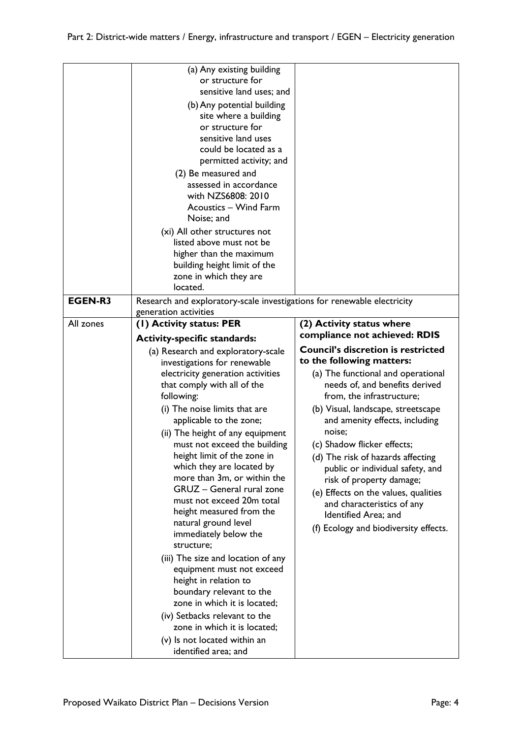| | | |
|---|---|---|
| | (a) Any existing building or structure for sensitive land uses; and<br>(b) Any potential building site where a building or structure for sensitive land uses could be located as a permitted activity; and<br>(2) Be measured and assessed in accordance with NZS6808: 2010 Acoustics – Wind Farm Noise; and<br>(xi) All other structures not listed above must not be higher than the maximum building height limit of the zone in which they are located. | |
| **EGEN-R3** | Research and exploratory-scale investigations for renewable electricity generation activities | |
| All zones | **(1) Activity status: PER**<br>**Activity-specific standards:**<br>(a) Research and exploratory-scale investigations for renewable electricity generation activities that comply with all of the following:<br>(i) The noise limits that are applicable to the zone;<br>(ii) The height of any equipment must not exceed the building height limit of the zone in which they are located by more than 3m, or within the GRUZ – General rural zone must not exceed 20m total height measured from the natural ground level immediately below the structure;<br>(iii) The size and location of any equipment must not exceed height in relation to boundary relevant to the zone in which it is located;<br>(iv) Setbacks relevant to the zone in which it is located;<br>(v) Is not located within an identified area; and | **(2) Activity status where compliance not achieved: RDIS**<br>**Council's discretion is restricted to the following matters:**<br>(a) The functional and operational needs of, and benefits derived from, the infrastructure;<br>(b) Visual, landscape, streetscape and amenity effects, including noise;<br>(c) Shadow flicker effects;<br>(d) The risk of hazards affecting public or individual safety, and risk of property damage;<br>(e) Effects on the values, qualities and characteristics of any Identified Area; and<br>(f) Ecology and biodiversity effects. |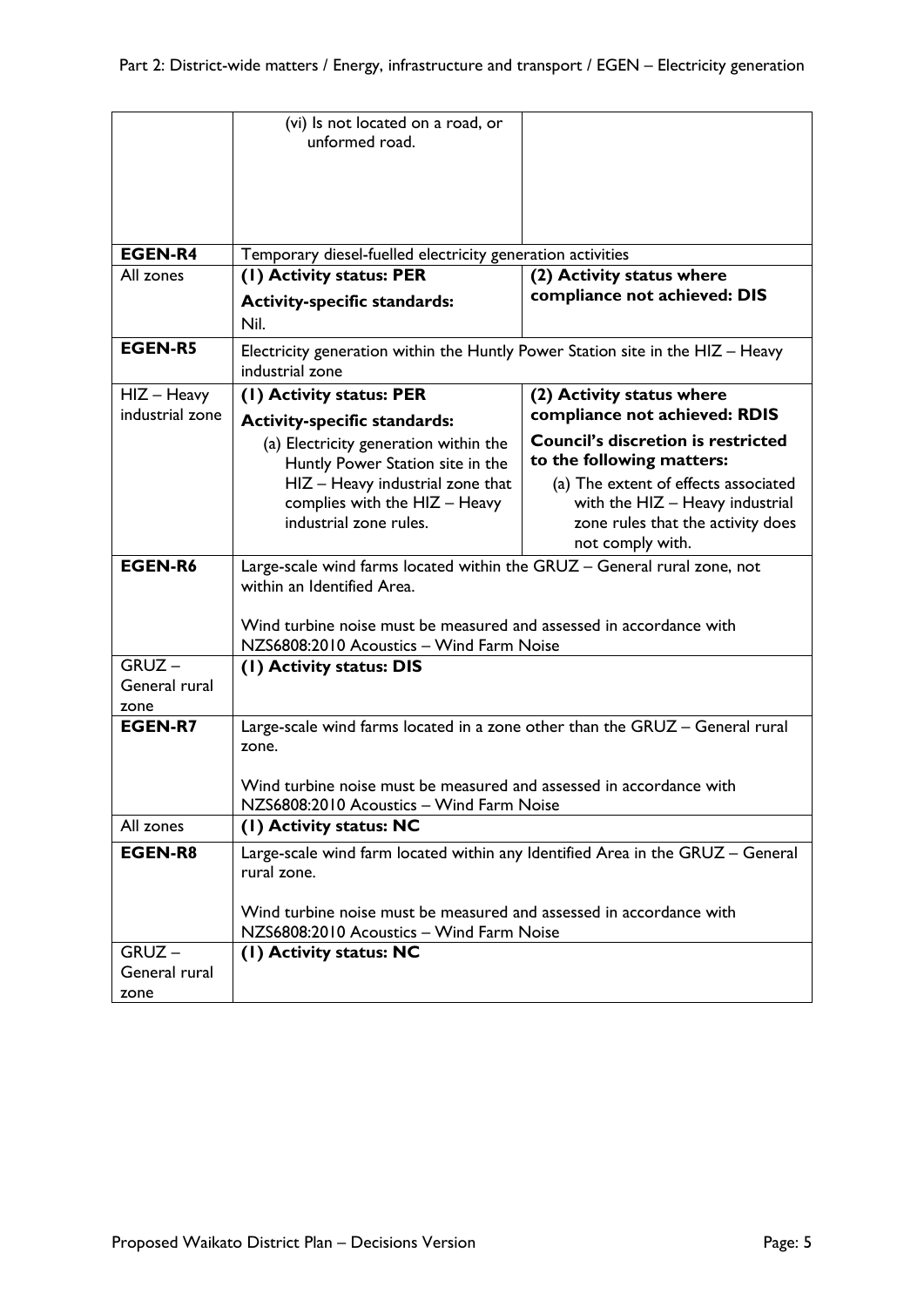| | | |
|---|---|---|
| | (vi) Is not located on a road, or unformed road. | |
| **EGEN-R4** | Temporary diesel-fuelled electricity generation activities | |
| All zones | **(1) Activity status: PER**<br>**Activity-specific standards:**<br>Nil. | **(2) Activity status where compliance not achieved: DIS** |
| **EGEN-R5** | Electricity generation within the Huntly Power Station site in the HIZ – Heavy industrial zone | |
| HIZ – Heavy industrial zone | **(1) Activity status: PER**<br>**Activity-specific standards:**<br>(a) Electricity generation within the Huntly Power Station site in the HIZ – Heavy industrial zone that complies with the HIZ – Heavy industrial zone rules. | **(2) Activity status where compliance not achieved: RDIS**<br>**Council's discretion is restricted to the following matters:**<br>(a) The extent of effects associated with the HIZ – Heavy industrial zone rules that the activity does not comply with. |
| **EGEN-R6** | Large-scale wind farms located within the GRUZ – General rural zone, not within an Identified Area.<br><br>Wind turbine noise must be measured and assessed in accordance with NZS6808:2010 Acoustics – Wind Farm Noise | |
| GRUZ – General rural zone | **(1) Activity status: DIS** | |
| **EGEN-R7** | Large-scale wind farms located in a zone other than the GRUZ – General rural zone.<br><br>Wind turbine noise must be measured and assessed in accordance with NZS6808:2010 Acoustics – Wind Farm Noise | |
| All zones | **(1) Activity status: NC** | |
| **EGEN-R8** | Large-scale wind farm located within any Identified Area in the GRUZ – General rural zone.<br><br>Wind turbine noise must be measured and assessed in accordance with NZS6808:2010 Acoustics – Wind Farm Noise | |
| GRUZ – General rural zone | **(1) Activity status: NC** | |